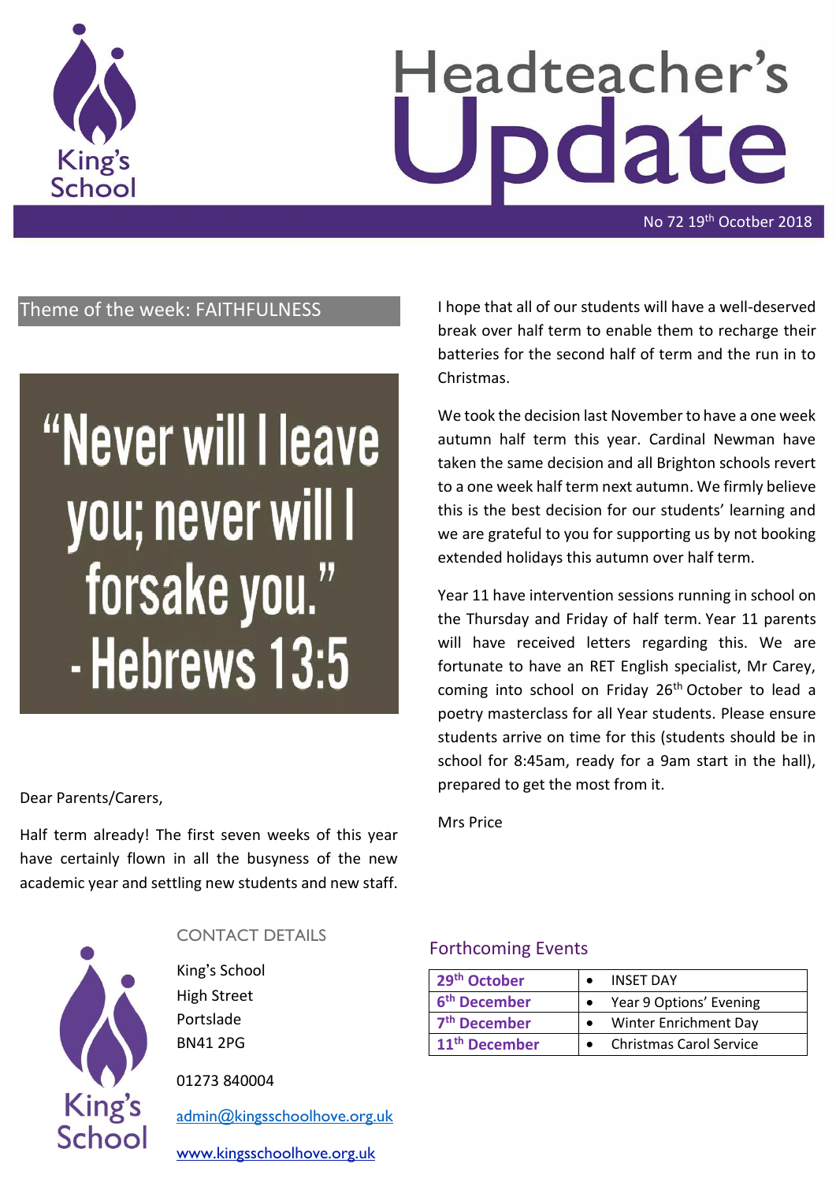King's School

# Headteacher's Update

No 72 19th Ocotber 2018

## Theme of the week: FAITHFULNESS

"Never will I leave you; never will I forsake you." - Hebrews 13:5

Dear Parents/Carers,

Half term already! The first seven weeks of this year have certainly flown in all the busyness of the new academic year and settling new students and new staff. I hope that all of our students will have a well-deserved break over half term to enable them to recharge their batteries for the second half of term and the run in to Christmas.

We took the decision last November to have a one week autumn half term this year. Cardinal Newman have taken the same decision and all Brighton schools revert to a one week half term next autumn. We firmly believe this is the best decision for our students' learning and we are grateful to you for supporting us by not booking extended holidays this autumn over half term.

Year 11 have intervention sessions running in school on the Thursday and Friday of half term. Year 11 parents will have received letters regarding this. We are fortunate to have an RET English specialist, Mr Carey, coming into school on Friday 26th October to lead a poetry masterclass for all Year students. Please ensure students arrive on time for this (students should be in school for 8:45am, ready for a 9am start in the hall), prepared to get the most from it.

Mrs Price

## CONTACT DETAILS

King's School
High Street
Portslade
BN41 2PG

01273 840004

admin@kingsschoolhove.org.uk

www.kingsschoolhove.org.uk

## Forthcoming Events

| Date | Event |
|---|---|
| 29th October | • INSET DAY |
| 6th December | • Year 9 Options' Evening |
| 7th December | • Winter Enrichment Day |
| 11th December | • Christmas Carol Service |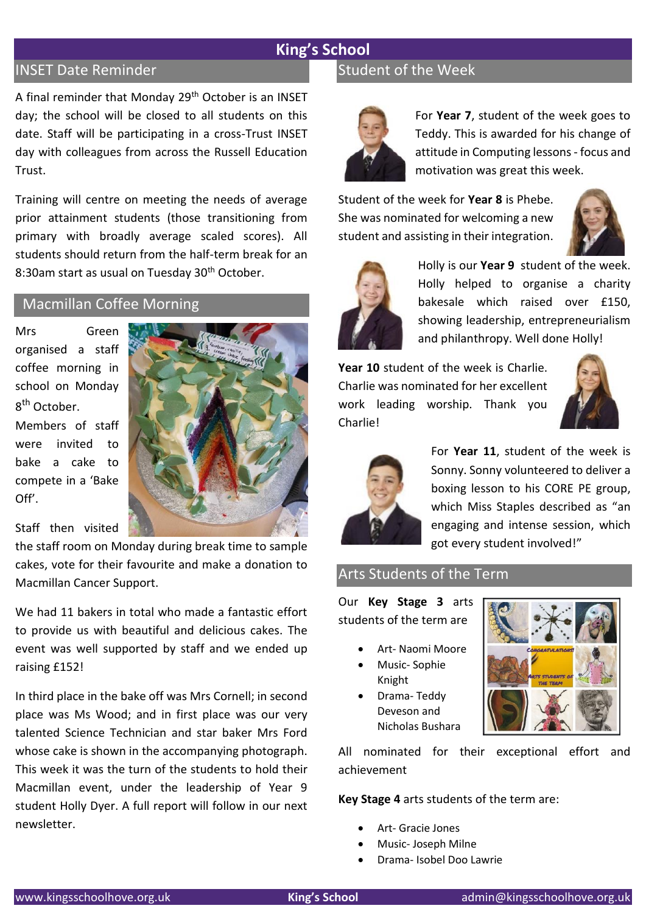# King's School

## INSET Date Reminder

A final reminder that Monday 29th October is an INSET day; the school will be closed to all students on this date. Staff will be participating in a cross-Trust INSET day with colleagues from across the Russell Education Trust.

Training will centre on meeting the needs of average prior attainment students (those transitioning from primary with broadly average scaled scores). All students should return from the half-term break for an 8:30am start as usual on Tuesday 30th October.

## Macmillan Coffee Morning

Mrs Green organised a staff coffee morning in school on Monday 8th October. Members of staff were invited to bake a cake to compete in a 'Bake Off'.

Staff then visited the staff room on Monday during break time to sample cakes, vote for their favourite and make a donation to Macmillan Cancer Support.

We had 11 bakers in total who made a fantastic effort to provide us with beautiful and delicious cakes. The event was well supported by staff and we ended up raising £152!

In third place in the bake off was Mrs Cornell; in second place was Ms Wood; and in first place was our very talented Science Technician and star baker Mrs Ford whose cake is shown in the accompanying photograph. This week it was the turn of the students to hold their Macmillan event, under the leadership of Year 9 student Holly Dyer. A full report will follow in our next newsletter.

## Student of the Week

For **Year 7**, student of the week goes to Teddy. This is awarded for his change of attitude in Computing lessons - focus and motivation was great this week.

Student of the week for **Year 8** is Phebe. She was nominated for welcoming a new student and assisting in their integration.

Holly is our **Year 9** student of the week. Holly helped to organise a charity bakesale which raised over £150, showing leadership, entrepreneurialism and philanthropy. Well done Holly!

**Year 10** student of the week is Charlie. Charlie was nominated for her excellent work leading worship. Thank you Charlie!

For **Year 11**, student of the week is Sonny. Sonny volunteered to deliver a boxing lesson to his CORE PE group, which Miss Staples described as "an engaging and intense session, which got every student involved!"

## Arts Students of the Term

Our **Key Stage 3** arts students of the term are

- Art- Naomi Moore
- Music- Sophie Knight
- Drama- Teddy Deveson and Nicholas Bushara

All nominated for their exceptional effort and achievement

**Key Stage 4** arts students of the term are:

- Art- Gracie Jones
- Music- Joseph Milne
- Drama- Isobel Doo Lawrie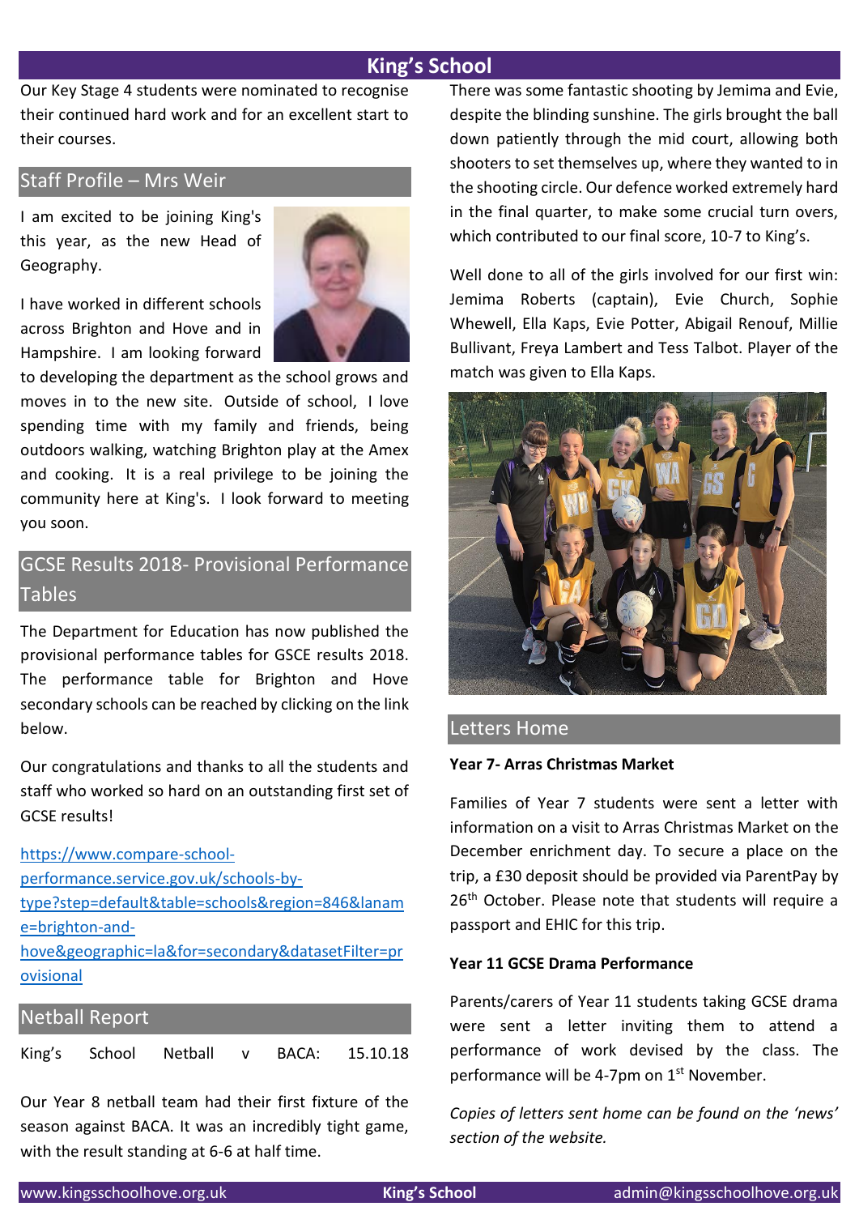# King's School

Our Key Stage 4 students were nominated to recognise their continued hard work and for an excellent start to their courses.

## Staff Profile – Mrs Weir

I am excited to be joining King's this year, as the new Head of Geography.

I have worked in different schools across Brighton and Hove and in Hampshire. I am looking forward to developing the department as the school grows and moves in to the new site. Outside of school, I love spending time with my family and friends, being outdoors walking, watching Brighton play at the Amex and cooking. It is a real privilege to be joining the community here at King's. I look forward to meeting you soon.

## GCSE Results 2018- Provisional Performance Tables

The Department for Education has now published the provisional performance tables for GSCE results 2018. The performance table for Brighton and Hove secondary schools can be reached by clicking on the link below.

Our congratulations and thanks to all the students and staff who worked so hard on an outstanding first set of GCSE results!

[https://www.compare-school-performance.service.gov.uk/schools-by-type?step=default&table=schools&region=846&laname=brighton-and-hove&geographic=la&for=secondary&datasetFilter=provisional](https://www.compare-school-performance.service.gov.uk/schools-by-type?step=default&table=schools&region=846&laname=brighton-and-hove&geographic=la&for=secondary&datasetFilter=provisional)

## Netball Report

King's School Netball v BACA: 15.10.18

Our Year 8 netball team had their first fixture of the season against BACA. It was an incredibly tight game, with the result standing at 6-6 at half time. There was some fantastic shooting by Jemima and Evie, despite the blinding sunshine. The girls brought the ball down patiently through the mid court, allowing both shooters to set themselves up, where they wanted to in the shooting circle. Our defence worked extremely hard in the final quarter, to make some crucial turn overs, which contributed to our final score, 10-7 to King's.

Well done to all of the girls involved for our first win: Jemima Roberts (captain), Evie Church, Sophie Whewell, Ella Kaps, Evie Potter, Abigail Renouf, Millie Bullivant, Freya Lambert and Tess Talbot. Player of the match was given to Ella Kaps.

## Letters Home

**Year 7- Arras Christmas Market**

Families of Year 7 students were sent a letter with information on a visit to Arras Christmas Market on the December enrichment day. To secure a place on the trip, a £30 deposit should be provided via ParentPay by 26th October. Please note that students will require a passport and EHIC for this trip.

**Year 11 GCSE Drama Performance**

Parents/carers of Year 11 students taking GCSE drama were sent a letter inviting them to attend a performance of work devised by the class. The performance will be 4-7pm on 1st November.

*Copies of letters sent home can be found on the 'news' section of the website.*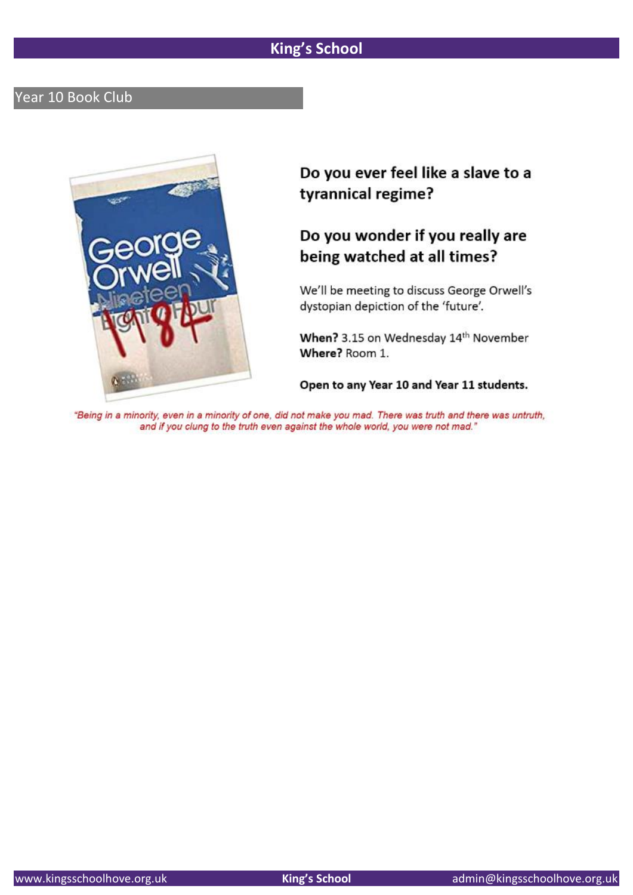## Year 10 Book Club

**Do you ever feel like a slave to a tyrannical regime?**

**Do you wonder if you really are being watched at all times?**

We'll be meeting to discuss George Orwell's dystopian depiction of the 'future'.

**When?** 3.15 on Wednesday 14th November
**Where?** Room 1.

**Open to any Year 10 and Year 11 students.**

*"Being in a minority, even in a minority of one, did not make you mad. There was truth and there was untruth, and if you clung to the truth even against the whole world, you were not mad."*